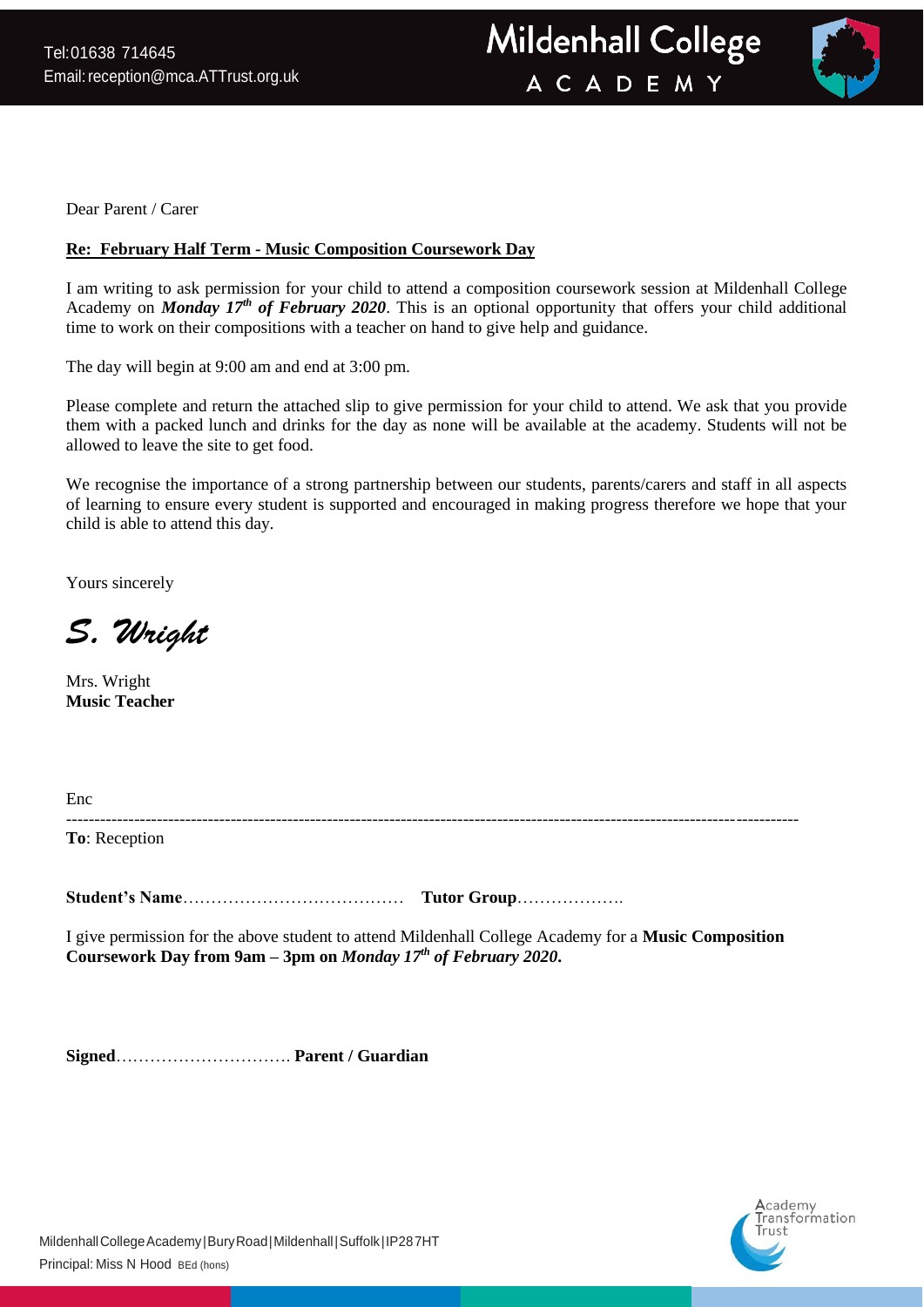Tel:01638 714645
Email: reception@mca.ATTrust.org.uk

**Mildenhall College ACADEMY**

Dear Parent / Carer

**Re: February Half Term - Music Composition Coursework Day**

I am writing to ask permission for your child to attend a composition coursework session at Mildenhall College Academy on ***Monday 17th of February 2020***. This is an optional opportunity that offers your child additional time to work on their compositions with a teacher on hand to give help and guidance.

The day will begin at 9:00 am and end at 3:00 pm.

Please complete and return the attached slip to give permission for your child to attend. We ask that you provide them with a packed lunch and drinks for the day as none will be available at the academy. Students will not be allowed to leave the site to get food.

We recognise the importance of a strong partnership between our students, parents/carers and staff in all aspects of learning to ensure every student is supported and encouraged in making progress therefore we hope that your child is able to attend this day.

Yours sincerely

*S. Wright*

Mrs. Wright
**Music Teacher**

Enc

---

**To**: Reception

**Student's Name**………………………………… **Tutor Group**……………….

I give permission for the above student to attend Mildenhall College Academy for a **Music Composition Coursework Day from 9am – 3pm on *Monday 17th of February 2020*.**

**Signed**…………………………. **Parent / Guardian**

Mildenhall College Academy | Bury Road | Mildenhall | Suffolk | IP28 7HT
Principal: Miss N Hood BEd (hons)

Academy Transformation Trust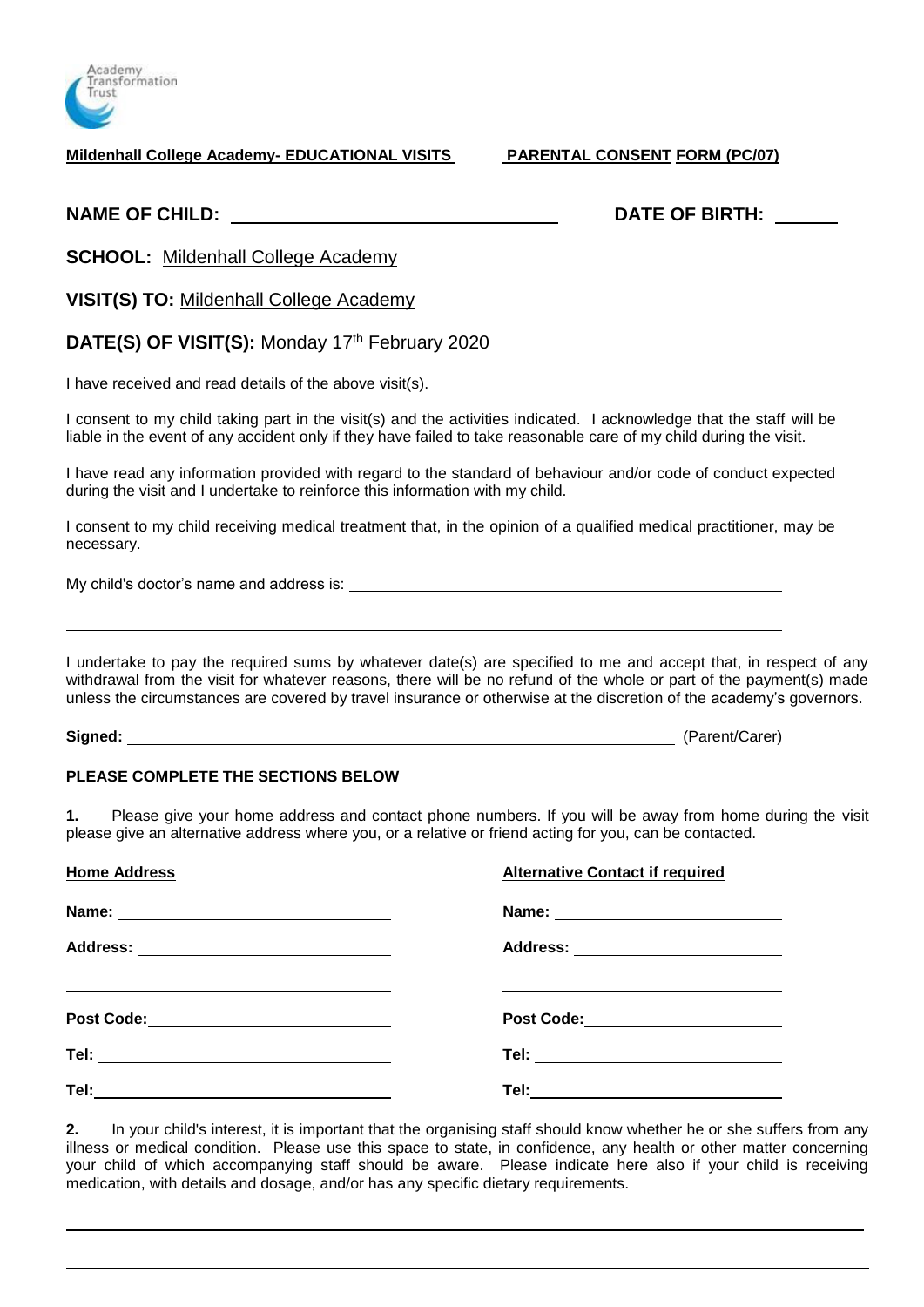**Mildenhall College Academy- EDUCATIONAL VISITS** **PARENTAL CONSENT FORM (PC/07)**

**NAME OF CHILD:** ______________________________ **DATE OF BIRTH:** ______

**SCHOOL:** Mildenhall College Academy

**VISIT(S) TO:** Mildenhall College Academy

**DATE(S) OF VISIT(S):** Monday 17th February 2020

I have received and read details of the above visit(s).

I consent to my child taking part in the visit(s) and the activities indicated. I acknowledge that the staff will be liable in the event of any accident only if they have failed to take reasonable care of my child during the visit.

I have read any information provided with regard to the standard of behaviour and/or code of conduct expected during the visit and I undertake to reinforce this information with my child.

I consent to my child receiving medical treatment that, in the opinion of a qualified medical practitioner, may be necessary.

My child's doctor's name and address is: ______________________________________________

______________________________________________________________________

I undertake to pay the required sums by whatever date(s) are specified to me and accept that, in respect of any withdrawal from the visit for whatever reasons, there will be no refund of the whole or part of the payment(s) made unless the circumstances are covered by travel insurance or otherwise at the discretion of the academy's governors.

**Signed:** ______________________________________________ (Parent/Carer)

**PLEASE COMPLETE THE SECTIONS BELOW**

**1.** Please give your home address and contact phone numbers. If you will be away from home during the visit please give an alternative address where you, or a relative or friend acting for you, can be contacted.

| **Home Address** | **Alternative Contact if required** |
|---|---|
| **Name:** ____________________ | **Name:** ____________________ |
| **Address:** ____________________ | **Address:** ____________________ |
| ____________________ | ____________________ |
| **Post Code:** ____________________ | **Post Code:** ____________________ |
| **Tel:** ____________________ | **Tel:** ____________________ |
| **Tel:** ____________________ | **Tel:** ____________________ |

**2.** In your child's interest, it is important that the organising staff should know whether he or she suffers from any illness or medical condition. Please use this space to state, in confidence, any health or other matter concerning your child of which accompanying staff should be aware. Please indicate here also if your child is receiving medication, with details and dosage, and/or has any specific dietary requirements.

______________________________________________________________________

______________________________________________________________________